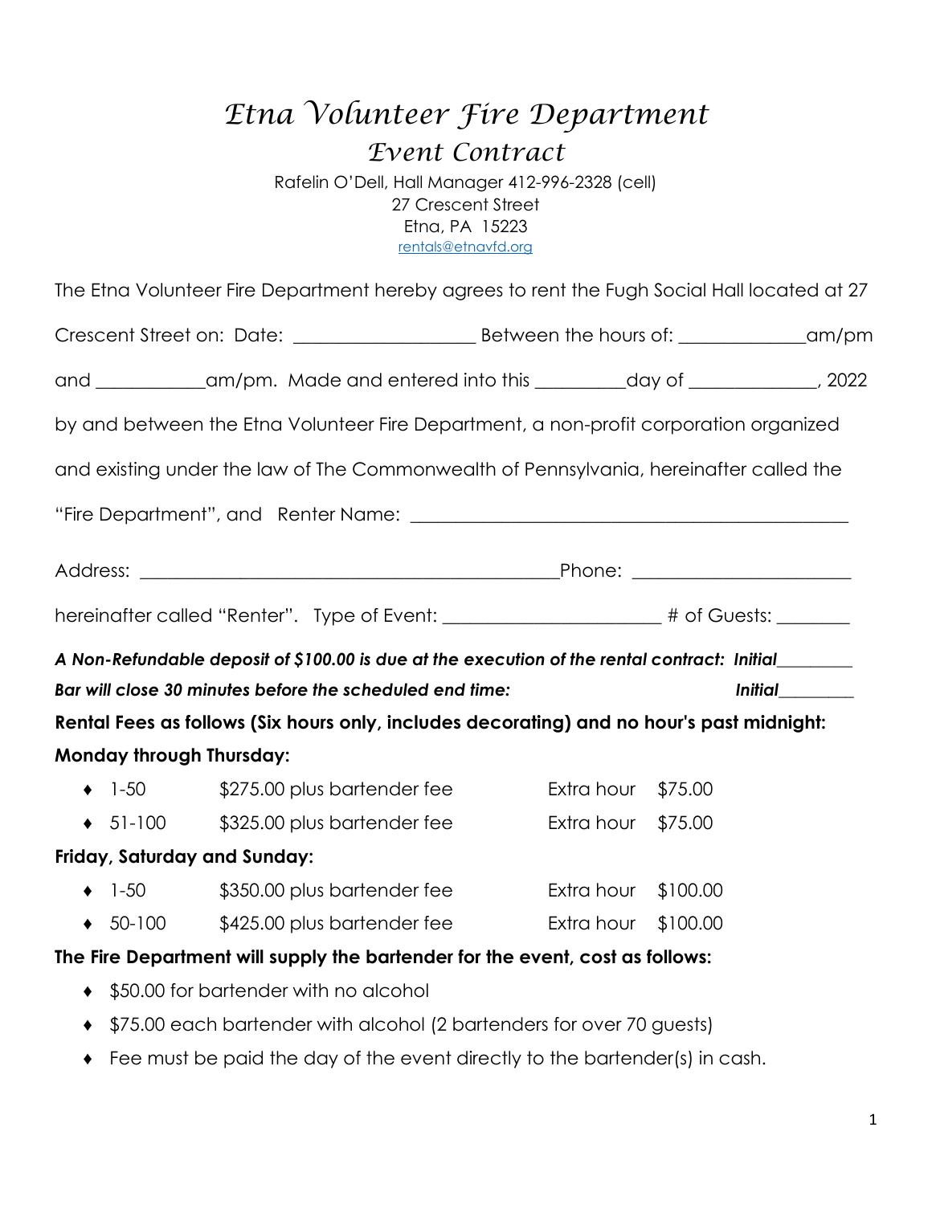# Etna Volunteer Fire Department

## Event Contract

Rafelin O'Dell, Hall Manager 412-996-2328 (cell)
27 Crescent Street
Etna, PA 15223
rentals@etnavfd.org

The Etna Volunteer Fire Department hereby agrees to rent the Fugh Social Hall located at 27 Crescent Street on: Date: ___________________ Between the hours of: _____________am/pm and ___________am/pm. Made and entered into this _________day of _____________, 2022 by and between the Etna Volunteer Fire Department, a non-profit corporation organized and existing under the law of The Commonwealth of Pennsylvania, hereinafter called the "Fire Department", and Renter Name: _____________________________________________

Address: _____________________________________________Phone: _______________________

hereinafter called "Renter". Type of Event: ______________________ # of Guests: ________

***A Non-Refundable deposit of $100.00 is due at the execution of the rental contract: Initial________***

***Bar will close 30 minutes before the scheduled end time: Initial________***

**Rental Fees as follows (Six hours only, includes decorating) and no hour's past midnight:**

**Monday through Thursday:**

- 1-50 $275.00 plus bartender fee Extra hour $75.00
- 51-100 $325.00 plus bartender fee Extra hour $75.00

**Friday, Saturday and Sunday:**

- 1-50 $350.00 plus bartender fee Extra hour $100.00
- 50-100 $425.00 plus bartender fee Extra hour $100.00

**The Fire Department will supply the bartender for the event, cost as follows:**

- $50.00 for bartender with no alcohol
- $75.00 each bartender with alcohol (2 bartenders for over 70 guests)
- Fee must be paid the day of the event directly to the bartender(s) in cash.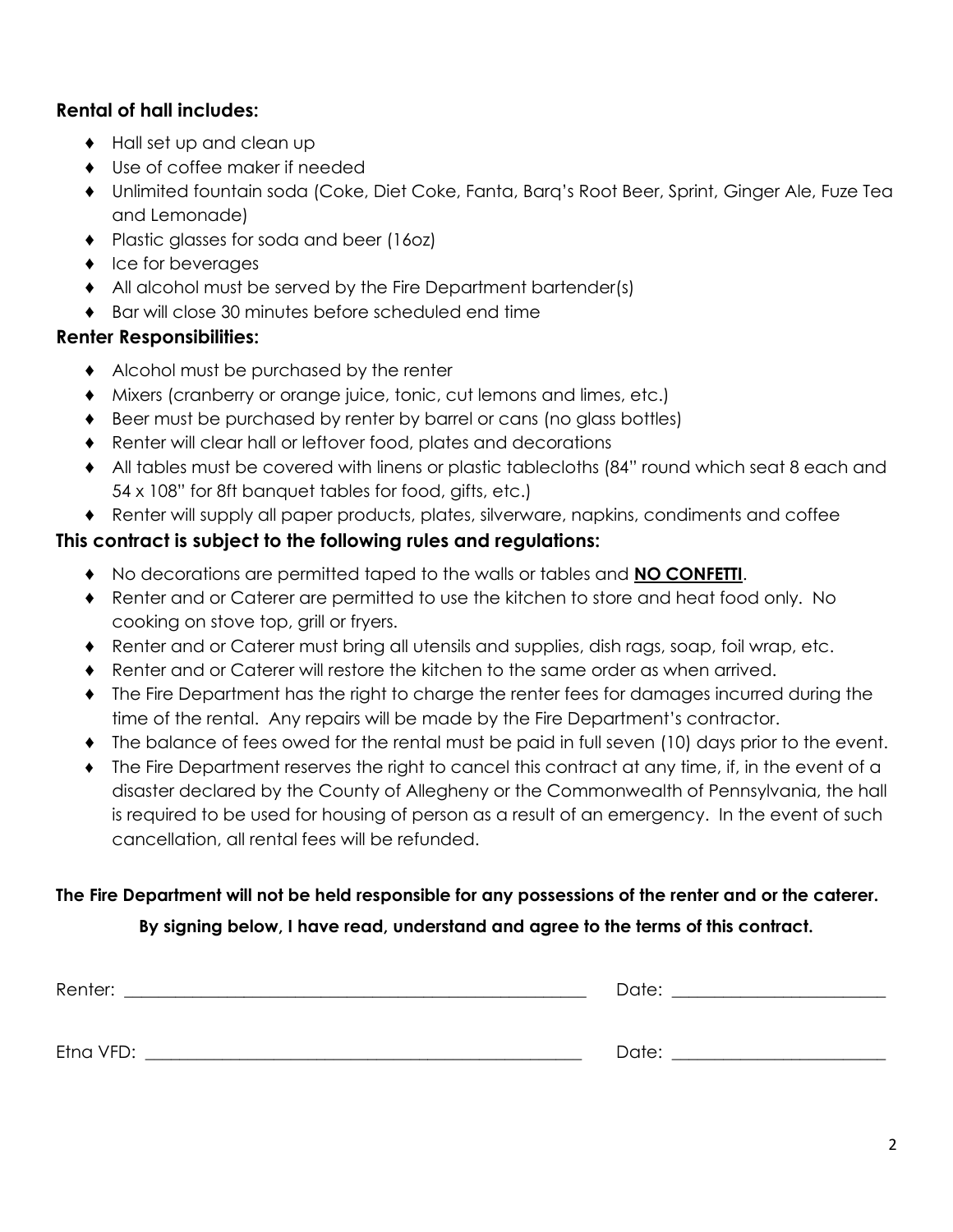**Rental of hall includes:**

- Hall set up and clean up
- Use of coffee maker if needed
- Unlimited fountain soda (Coke, Diet Coke, Fanta, Barq's Root Beer, Sprint, Ginger Ale, Fuze Tea and Lemonade)
- Plastic glasses for soda and beer (16oz)
- Ice for beverages
- All alcohol must be served by the Fire Department bartender(s)
- Bar will close 30 minutes before scheduled end time

**Renter Responsibilities:**

- Alcohol must be purchased by the renter
- Mixers (cranberry or orange juice, tonic, cut lemons and limes, etc.)
- Beer must be purchased by renter by barrel or cans (no glass bottles)
- Renter will clear hall or leftover food, plates and decorations
- All tables must be covered with linens or plastic tablecloths (84" round which seat 8 each and 54 x 108" for 8ft banquet tables for food, gifts, etc.)
- Renter will supply all paper products, plates, silverware, napkins, condiments and coffee

**This contract is subject to the following rules and regulations:**

- No decorations are permitted taped to the walls or tables and **NO CONFETTI**.
- Renter and or Caterer are permitted to use the kitchen to store and heat food only. No cooking on stove top, grill or fryers.
- Renter and or Caterer must bring all utensils and supplies, dish rags, soap, foil wrap, etc.
- Renter and or Caterer will restore the kitchen to the same order as when arrived.
- The Fire Department has the right to charge the renter fees for damages incurred during the time of the rental. Any repairs will be made by the Fire Department's contractor.
- The balance of fees owed for the rental must be paid in full seven (10) days prior to the event.
- The Fire Department reserves the right to cancel this contract at any time, if, in the event of a disaster declared by the County of Allegheny or the Commonwealth of Pennsylvania, the hall is required to be used for housing of person as a result of an emergency. In the event of such cancellation, all rental fees will be refunded.

**The Fire Department will not be held responsible for any possessions of the renter and or the caterer.**

**By signing below, I have read, understand and agree to the terms of this contract.**

Renter: ______________________________ Date: ______________________

Etna VFD: ______________________________ Date: ______________________